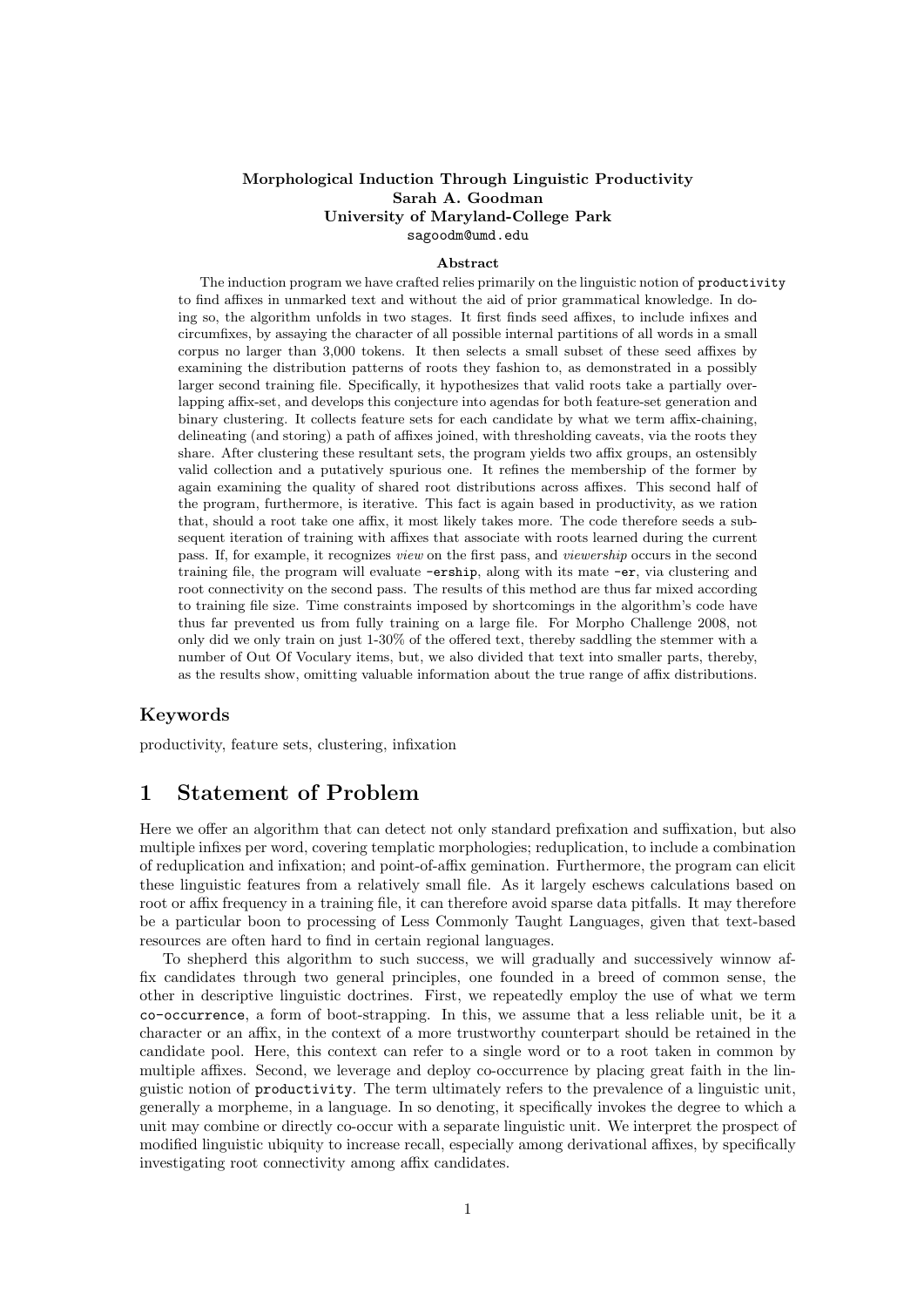**Morphological Induction Through Linguistic Productivity**
**Sarah A. Goodman**
**University of Maryland-College Park**
`sagoodm@umd.edu`

**Abstract**

The induction program we have crafted relies primarily on the linguistic notion of `productivity` to find affixes in unmarked text and without the aid of prior grammatical knowledge. In doing so, the algorithm unfolds in two stages. It first finds seed affixes, to include infixes and circumfixes, by assaying the character of all possible internal partitions of all words in a small corpus no larger than 3,000 tokens. It then selects a small subset of these seed affixes by examining the distribution patterns of roots they fashion to, as demonstrated in a possibly larger second training file. Specifically, it hypothesizes that valid roots take a partially overlapping affix-set, and develops this conjecture into agendas for both feature-set generation and binary clustering. It collects feature sets for each candidate by what we term affix-chaining, delineating (and storing) a path of affixes joined, with thresholding caveats, via the roots they share. After clustering these resultant sets, the program yields two affix groups, an ostensibly valid collection and a putatively spurious one. It refines the membership of the former by again examining the quality of shared root distributions across affixes. This second half of the program, furthermore, is iterative. This fact is again based in productivity, as we ration that, should a root take one affix, it most likely takes more. The code therefore seeds a subsequent iteration of training with affixes that associate with roots learned during the current pass. If, for example, it recognizes *view* on the first pass, and *viewership* occurs in the second training file, the program will evaluate `-ership`, along with its mate `-er`, via clustering and root connectivity on the second pass. The results of this method are thus far mixed according to training file size. Time constraints imposed by shortcomings in the algorithm's code have thus far prevented us from fully training on a large file. For Morpho Challenge 2008, not only did we only train on just 1-30% of the offered text, thereby saddling the stemmer with a number of Out Of Voculary items, but, we also divided that text into smaller parts, thereby, as the results show, omitting valuable information about the true range of affix distributions.

## Keywords

productivity, feature sets, clustering, infixation

# 1 Statement of Problem

Here we offer an algorithm that can detect not only standard prefixation and suffixation, but also multiple infixes per word, covering templatic morphologies; reduplication, to include a combination of reduplication and infixation; and point-of-affix gemination. Furthermore, the program can elicit these linguistic features from a relatively small file. As it largely eschews calculations based on root or affix frequency in a training file, it can therefore avoid sparse data pitfalls. It may therefore be a particular boon to processing of Less Commonly Taught Languages, given that text-based resources are often hard to find in certain regional languages.

To shepherd this algorithm to such success, we will gradually and successively winnow affix candidates through two general principles, one founded in a breed of common sense, the other in descriptive linguistic doctrines. First, we repeatedly employ the use of what we term `co-occurrence`, a form of boot-strapping. In this, we assume that a less reliable unit, be it a character or an affix, in the context of a more trustworthy counterpart should be retained in the candidate pool. Here, this context can refer to a single word or to a root taken in common by multiple affixes. Second, we leverage and deploy co-occurrence by placing great faith in the linguistic notion of `productivity`. The term ultimately refers to the prevalence of a linguistic unit, generally a morpheme, in a language. In so denoting, it specifically invokes the degree to which a unit may combine or directly co-occur with a separate linguistic unit. We interpret the prospect of modified linguistic ubiquity to increase recall, especially among derivational affixes, by specifically investigating root connectivity among affix candidates.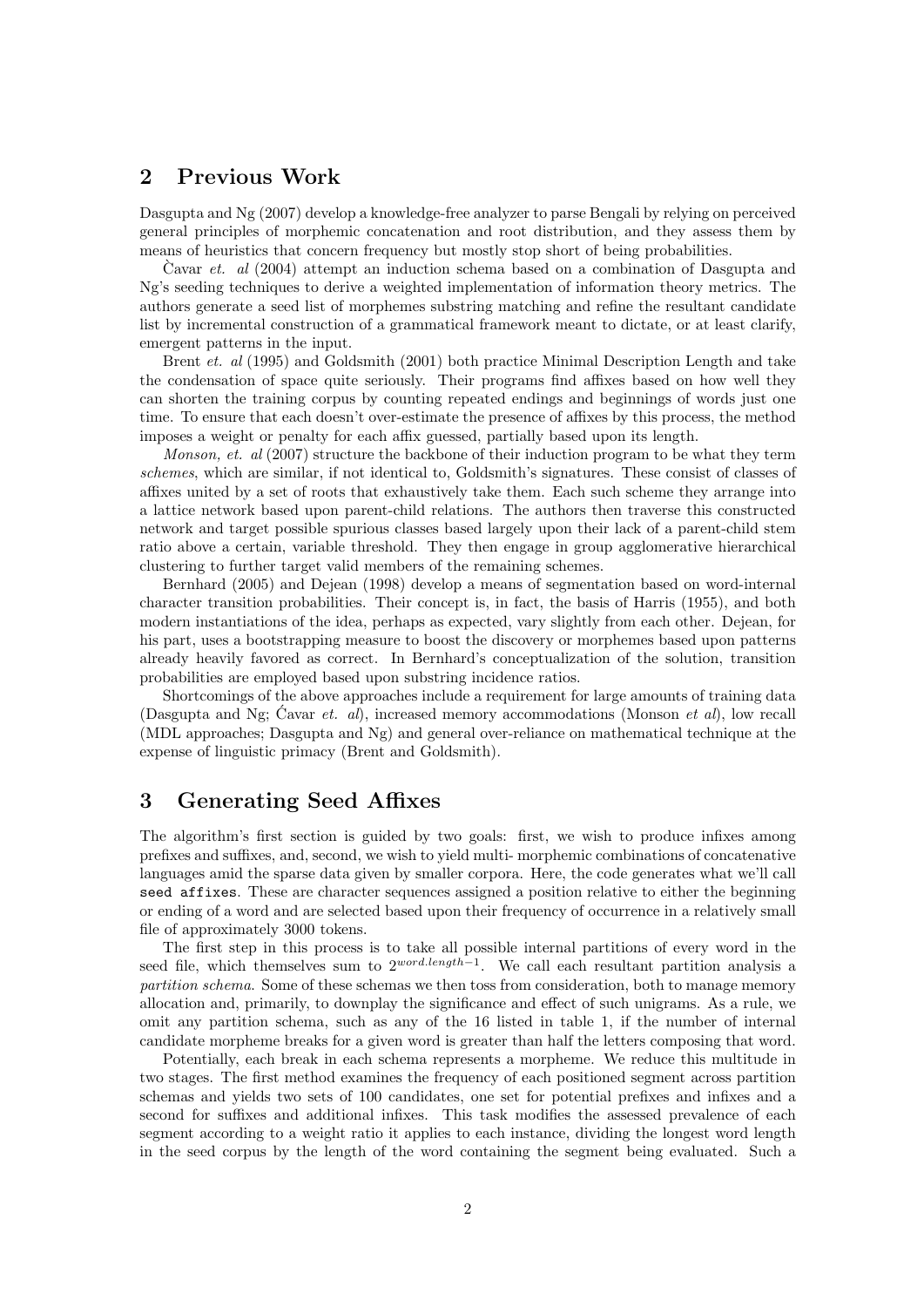## 2 Previous Work

Dasgupta and Ng (2007) develop a knowledge-free analyzer to parse Bengali by relying on perceived general principles of morphemic concatenation and root distribution, and they assess them by means of heuristics that concern frequency but mostly stop short of being probabilities.

Ѐavar *et. al* (2004) attempt an induction schema based on a combination of Dasgupta and Ng's seeding techniques to derive a weighted implementation of information theory metrics. The authors generate a seed list of morphemes substring matching and refine the resultant candidate list by incremental construction of a grammatical framework meant to dictate, or at least clarify, emergent patterns in the input.

Brent *et. al* (1995) and Goldsmith (2001) both practice Minimal Description Length and take the condensation of space quite seriously. Their programs find affixes based on how well they can shorten the training corpus by counting repeated endings and beginnings of words just one time. To ensure that each doesn't over-estimate the presence of affixes by this process, the method imposes a weight or penalty for each affix guessed, partially based upon its length.

*Monson, et. al* (2007) structure the backbone of their induction program to be what they term *schemes*, which are similar, if not identical to, Goldsmith's signatures. These consist of classes of affixes united by a set of roots that exhaustively take them. Each such scheme they arrange into a lattice network based upon parent-child relations. The authors then traverse this constructed network and target possible spurious classes based largely upon their lack of a parent-child stem ratio above a certain, variable threshold. They then engage in group agglomerative hierarchical clustering to further target valid members of the remaining schemes.

Bernhard (2005) and Dejean (1998) develop a means of segmentation based on word-internal character transition probabilities. Their concept is, in fact, the basis of Harris (1955), and both modern instantiations of the idea, perhaps as expected, vary slightly from each other. Dejean, for his part, uses a bootstrapping measure to boost the discovery or morphemes based upon patterns already heavily favored as correct. In Bernhard's conceptualization of the solution, transition probabilities are employed based upon substring incidence ratios.

Shortcomings of the above approaches include a requirement for large amounts of training data (Dasgupta and Ng; Ćavar *et. al*), increased memory accommodations (Monson *et al*), low recall (MDL approaches; Dasgupta and Ng) and general over-reliance on mathematical technique at the expense of linguistic primacy (Brent and Goldsmith).

## 3 Generating Seed Affixes

The algorithm's first section is guided by two goals: first, we wish to produce infixes among prefixes and suffixes, and, second, we wish to yield multi- morphemic combinations of concatenative languages amid the sparse data given by smaller corpora. Here, the code generates what we'll call `seed affixes`. These are character sequences assigned a position relative to either the beginning or ending of a word and are selected based upon their frequency of occurrence in a relatively small file of approximately 3000 tokens.

The first step in this process is to take all possible internal partitions of every word in the seed file, which themselves sum to $2^{word.length-1}$. We call each resultant partition analysis a *partition schema*. Some of these schemas we then toss from consideration, both to manage memory allocation and, primarily, to downplay the significance and effect of such unigrams. As a rule, we omit any partition schema, such as any of the 16 listed in table 1, if the number of internal candidate morpheme breaks for a given word is greater than half the letters composing that word.

Potentially, each break in each schema represents a morpheme. We reduce this multitude in two stages. The first method examines the frequency of each positioned segment across partition schemas and yields two sets of 100 candidates, one set for potential prefixes and infixes and a second for suffixes and additional infixes. This task modifies the assessed prevalence of each segment according to a weight ratio it applies to each instance, dividing the longest word length in the seed corpus by the length of the word containing the segment being evaluated. Such a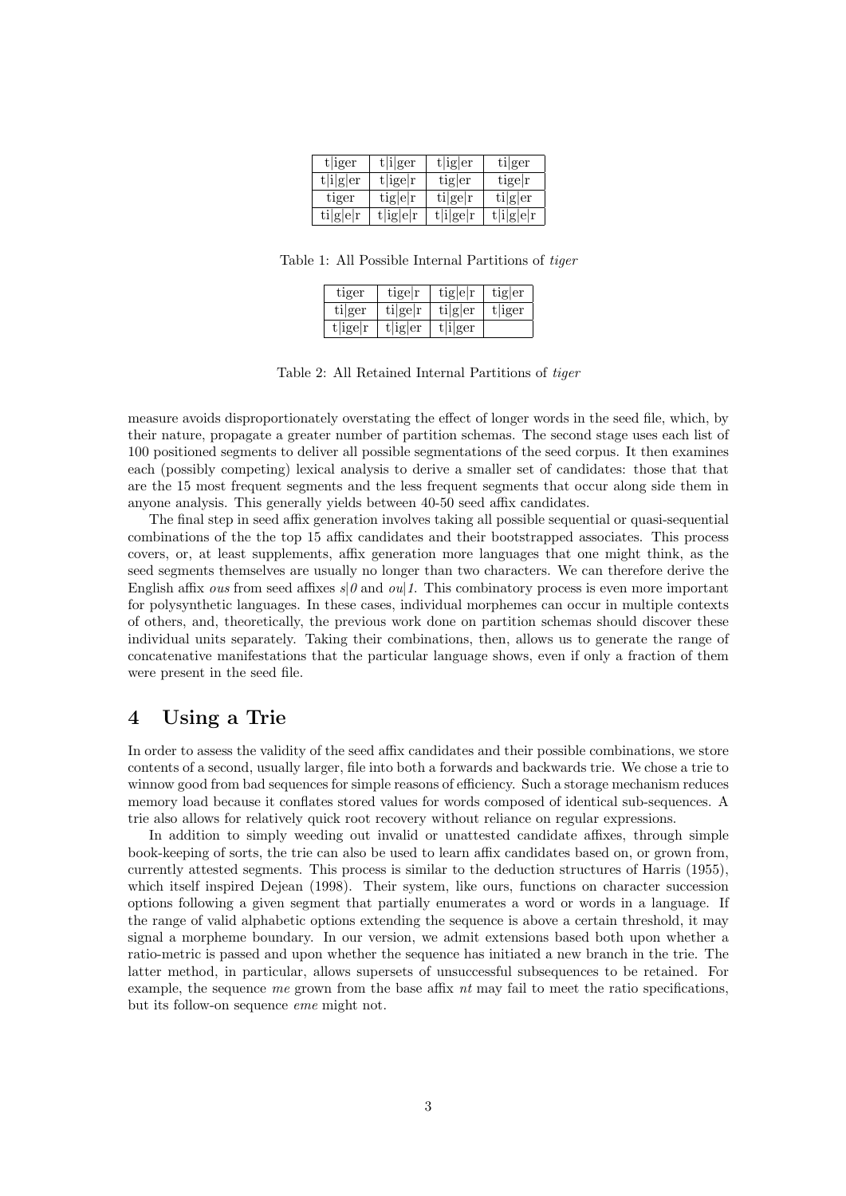| t\|iger | t\|i\|ger | t\|ig\|er | ti\|ger |
|---|---|---|---|
| t\|i\|g\|er | t\|ige\|r | tig\|er | tige\|r |
| tiger | tig\|e\|r | ti\|ge\|r | ti\|g\|er |
| ti\|g\|e\|r | t\|ig\|e\|r | t\|i\|ge\|r | t\|i\|g\|e\|r |

Table 1: All Possible Internal Partitions of *tiger*

| tiger | tige\|r | tig\|e\|r | tig\|er |
|---|---|---|---|
| ti\|ger | ti\|ge\|r | ti\|g\|er | t\|iger |
| t\|ige\|r | t\|ig\|er | t\|i\|ger | |

Table 2: All Retained Internal Partitions of *tiger*

measure avoids disproportionately overstating the effect of longer words in the seed file, which, by their nature, propagate a greater number of partition schemas. The second stage uses each list of 100 positioned segments to deliver all possible segmentations of the seed corpus. It then examines each (possibly competing) lexical analysis to derive a smaller set of candidates: those that that are the 15 most frequent segments and the less frequent segments that occur along side them in anyone analysis. This generally yields between 40-50 seed affix candidates.

The final step in seed affix generation involves taking all possible sequential or quasi-sequential combinations of the the top 15 affix candidates and their bootstrapped associates. This process covers, or, at least supplements, affix generation more languages that one might think, as the seed segments themselves are usually no longer than two characters. We can therefore derive the English affix *ous* from seed affixes *s|0* and *ou|1*. This combinatory process is even more important for polysynthetic languages. In these cases, individual morphemes can occur in multiple contexts of others, and, theoretically, the previous work done on partition schemas should discover these individual units separately. Taking their combinations, then, allows us to generate the range of concatenative manifestations that the particular language shows, even if only a fraction of them were present in the seed file.

# 4 Using a Trie

In order to assess the validity of the seed affix candidates and their possible combinations, we store contents of a second, usually larger, file into both a forwards and backwards trie. We chose a trie to winnow good from bad sequences for simple reasons of efficiency. Such a storage mechanism reduces memory load because it conflates stored values for words composed of identical sub-sequences. A trie also allows for relatively quick root recovery without reliance on regular expressions.

In addition to simply weeding out invalid or unattested candidate affixes, through simple book-keeping of sorts, the trie can also be used to learn affix candidates based on, or grown from, currently attested segments. This process is similar to the deduction structures of Harris (1955), which itself inspired Dejean (1998). Their system, like ours, functions on character succession options following a given segment that partially enumerates a word or words in a language. If the range of valid alphabetic options extending the sequence is above a certain threshold, it may signal a morpheme boundary. In our version, we admit extensions based both upon whether a ratio-metric is passed and upon whether the sequence has initiated a new branch in the trie. The latter method, in particular, allows supersets of unsuccessful subsequences to be retained. For example, the sequence *me* grown from the base affix *nt* may fail to meet the ratio specifications, but its follow-on sequence *eme* might not.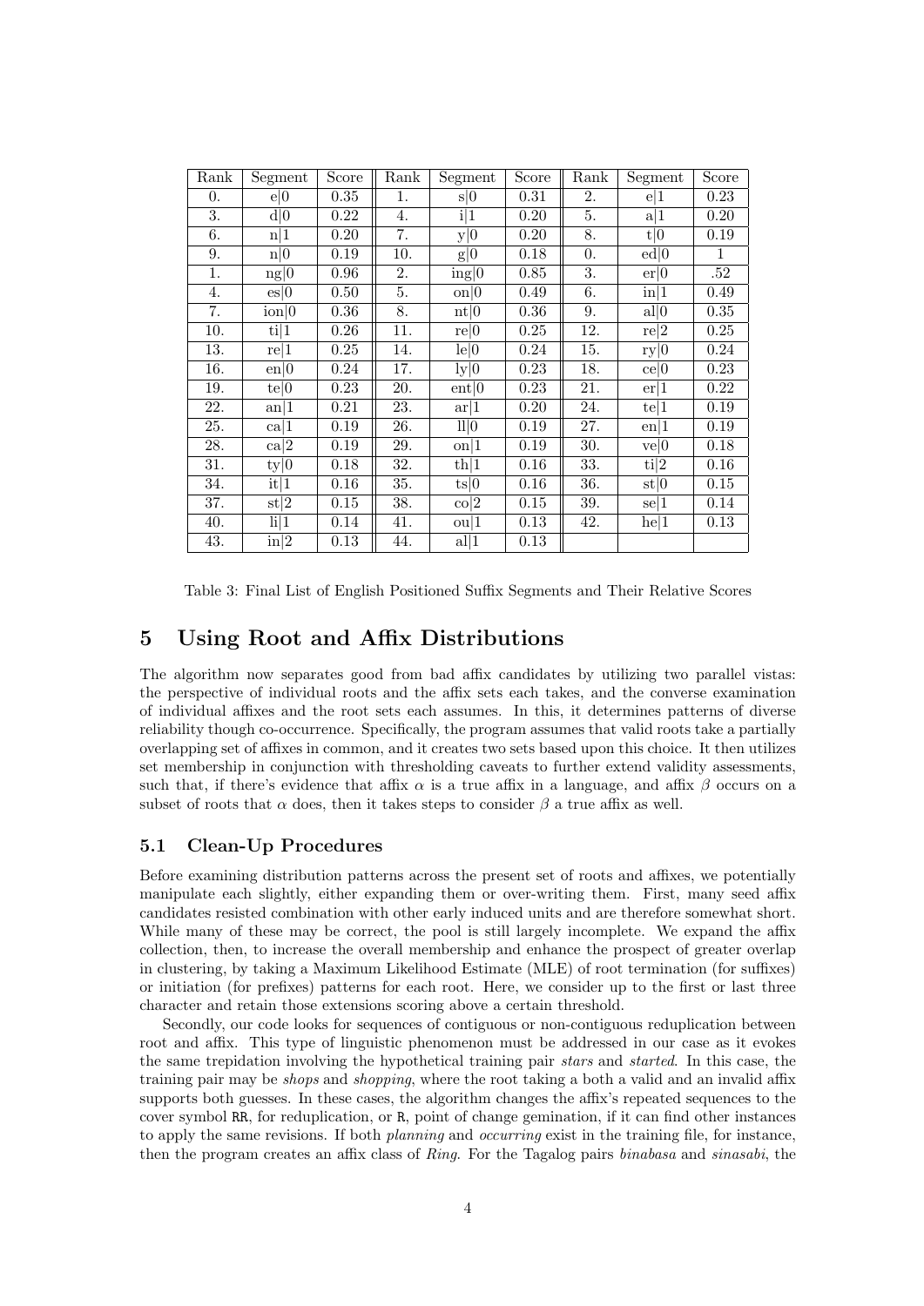| Rank | Segment | Score | Rank | Segment | Score | Rank | Segment | Score |
|---|---|---|---|---|---|---|---|---|
| 0. | e\|0 | 0.35 | 1. | s\|0 | 0.31 | 2. | e\|1 | 0.23 |
| 3. | d\|0 | 0.22 | 4. | i\|1 | 0.20 | 5. | a\|1 | 0.20 |
| 6. | n\|1 | 0.20 | 7. | y\|0 | 0.20 | 8. | t\|0 | 0.19 |
| 9. | n\|0 | 0.19 | 10. | g\|0 | 0.18 | 0. | ed\|0 | 1 |
| 1. | ng\|0 | 0.96 | 2. | ing\|0 | 0.85 | 3. | er\|0 | .52 |
| 4. | es\|0 | 0.50 | 5. | on\|0 | 0.49 | 6. | in\|1 | 0.49 |
| 7. | ion\|0 | 0.36 | 8. | nt\|0 | 0.36 | 9. | al\|0 | 0.35 |
| 10. | ti\|1 | 0.26 | 11. | re\|0 | 0.25 | 12. | re\|2 | 0.25 |
| 13. | re\|1 | 0.25 | 14. | le\|0 | 0.24 | 15. | ry\|0 | 0.24 |
| 16. | en\|0 | 0.24 | 17. | ly\|0 | 0.23 | 18. | ce\|0 | 0.23 |
| 19. | te\|0 | 0.23 | 20. | ent\|0 | 0.23 | 21. | er\|1 | 0.22 |
| 22. | an\|1 | 0.21 | 23. | ar\|1 | 0.20 | 24. | te\|1 | 0.19 |
| 25. | ca\|1 | 0.19 | 26. | ll\|0 | 0.19 | 27. | en\|1 | 0.19 |
| 28. | ca\|2 | 0.19 | 29. | on\|1 | 0.19 | 30. | ve\|0 | 0.18 |
| 31. | ty\|0 | 0.18 | 32. | th\|1 | 0.16 | 33. | ti\|2 | 0.16 |
| 34. | it\|1 | 0.16 | 35. | ts\|0 | 0.16 | 36. | st\|0 | 0.15 |
| 37. | st\|2 | 0.15 | 38. | co\|2 | 0.15 | 39. | se\|1 | 0.14 |
| 40. | li\|1 | 0.14 | 41. | ou\|1 | 0.13 | 42. | he\|1 | 0.13 |
| 43. | in\|2 | 0.13 | 44. | al\|1 | 0.13 | | | |

Table 3: Final List of English Positioned Suffix Segments and Their Relative Scores

# 5 Using Root and Affix Distributions

The algorithm now separates good from bad affix candidates by utilizing two parallel vistas: the perspective of individual roots and the affix sets each takes, and the converse examination of individual affixes and the root sets each assumes. In this, it determines patterns of diverse reliability though co-occurrence. Specifically, the program assumes that valid roots take a partially overlapping set of affixes in common, and it creates two sets based upon this choice. It then utilizes set membership in conjunction with thresholding caveats to further extend validity assessments, such that, if there's evidence that affix $\alpha$ is a true affix in a language, and affix $\beta$ occurs on a subset of roots that $\alpha$ does, then it takes steps to consider $\beta$ a true affix as well.

## 5.1 Clean-Up Procedures

Before examining distribution patterns across the present set of roots and affixes, we potentially manipulate each slightly, either expanding them or over-writing them. First, many seed affix candidates resisted combination with other early induced units and are therefore somewhat short. While many of these may be correct, the pool is still largely incomplete. We expand the affix collection, then, to increase the overall membership and enhance the prospect of greater overlap in clustering, by taking a Maximum Likelihood Estimate (MLE) of root termination (for suffixes) or initiation (for prefixes) patterns for each root. Here, we consider up to the first or last three character and retain those extensions scoring above a certain threshold.

Secondly, our code looks for sequences of contiguous or non-contiguous reduplication between root and affix. This type of linguistic phenomenon must be addressed in our case as it evokes the same trepidation involving the hypothetical training pair *stars* and *started*. In this case, the training pair may be *shops* and *shopping*, where the root taking a both a valid and an invalid affix supports both guesses. In these cases, the algorithm changes the affix's repeated sequences to the cover symbol `RR`, for reduplication, or `R`, point of change gemination, if it can find other instances to apply the same revisions. If both *planning* and *occurring* exist in the training file, for instance, then the program creates an affix class of *Ring*. For the Tagalog pairs *binabasa* and *sinasabi*, the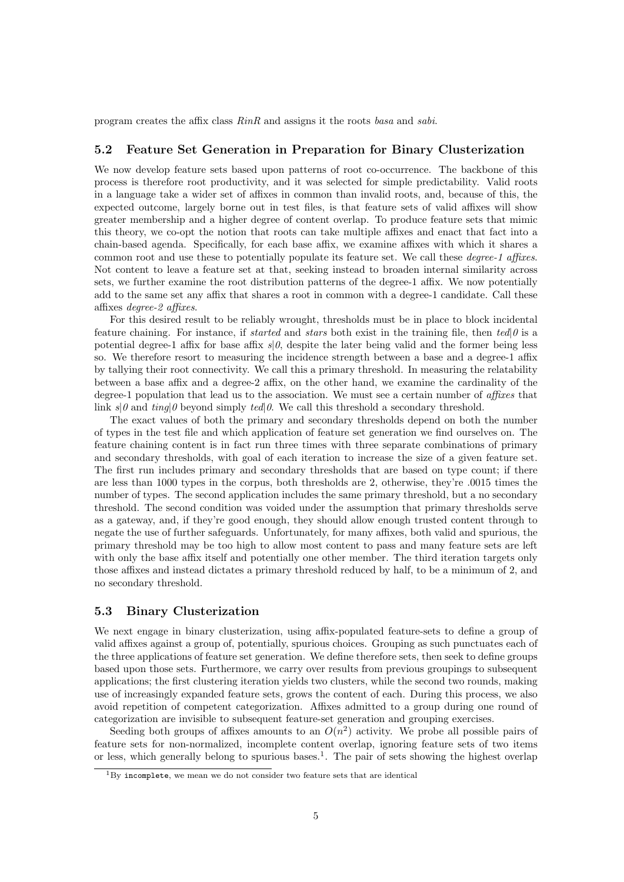program creates the affix class *RinR* and assigns it the roots *basa* and *sabi*.

### 5.2 Feature Set Generation in Preparation for Binary Clusterization

We now develop feature sets based upon patterns of root co-occurrence. The backbone of this process is therefore root productivity, and it was selected for simple predictability. Valid roots in a language take a wider set of affixes in common than invalid roots, and, because of this, the expected outcome, largely borne out in test files, is that feature sets of valid affixes will show greater membership and a higher degree of content overlap. To produce feature sets that mimic this theory, we co-opt the notion that roots can take multiple affixes and enact that fact into a chain-based agenda. Specifically, for each base affix, we examine affixes with which it shares a common root and use these to potentially populate its feature set. We call these *degree-1 affixes*. Not content to leave a feature set at that, seeking instead to broaden internal similarity across sets, we further examine the root distribution patterns of the degree-1 affix. We now potentially add to the same set any affix that shares a root in common with a degree-1 candidate. Call these affixes *degree-2 affixes*.

For this desired result to be reliably wrought, thresholds must be in place to block incidental feature chaining. For instance, if *started* and *stars* both exist in the training file, then *ted|0* is a potential degree-1 affix for base affix *s|0*, despite the later being valid and the former being less so. We therefore resort to measuring the incidence strength between a base and a degree-1 affix by tallying their root connectivity. We call this a primary threshold. In measuring the relatability between a base affix and a degree-2 affix, on the other hand, we examine the cardinality of the degree-1 population that lead us to the association. We must see a certain number of *affixes* that link *s|0* and *ting|0* beyond simply *ted|0*. We call this threshold a secondary threshold.

The exact values of both the primary and secondary thresholds depend on both the number of types in the test file and which application of feature set generation we find ourselves on. The feature chaining content is in fact run three times with three separate combinations of primary and secondary thresholds, with goal of each iteration to increase the size of a given feature set. The first run includes primary and secondary thresholds that are based on type count; if there are less than 1000 types in the corpus, both thresholds are 2, otherwise, they're .0015 times the number of types. The second application includes the same primary threshold, but a no secondary threshold. The second condition was voided under the assumption that primary thresholds serve as a gateway, and, if they're good enough, they should allow enough trusted content through to negate the use of further safeguards. Unfortunately, for many affixes, both valid and spurious, the primary threshold may be too high to allow most content to pass and many feature sets are left with only the base affix itself and potentially one other member. The third iteration targets only those affixes and instead dictates a primary threshold reduced by half, to be a minimum of 2, and no secondary threshold.

### 5.3 Binary Clusterization

We next engage in binary clusterization, using affix-populated feature-sets to define a group of valid affixes against a group of, potentially, spurious choices. Grouping as such punctuates each of the three applications of feature set generation. We define therefore sets, then seek to define groups based upon those sets. Furthermore, we carry over results from previous groupings to subsequent applications; the first clustering iteration yields two clusters, while the second two rounds, making use of increasingly expanded feature sets, grows the content of each. During this process, we also avoid repetition of competent categorization. Affixes admitted to a group during one round of categorization are invisible to subsequent feature-set generation and grouping exercises.

Seeding both groups of affixes amounts to an $O(n^2)$ activity. We probe all possible pairs of feature sets for non-normalized, incomplete content overlap, ignoring feature sets of two items or less, which generally belong to spurious bases.[1]. The pair of sets showing the highest overlap

[1] By incomplete, we mean we do not consider two feature sets that are identical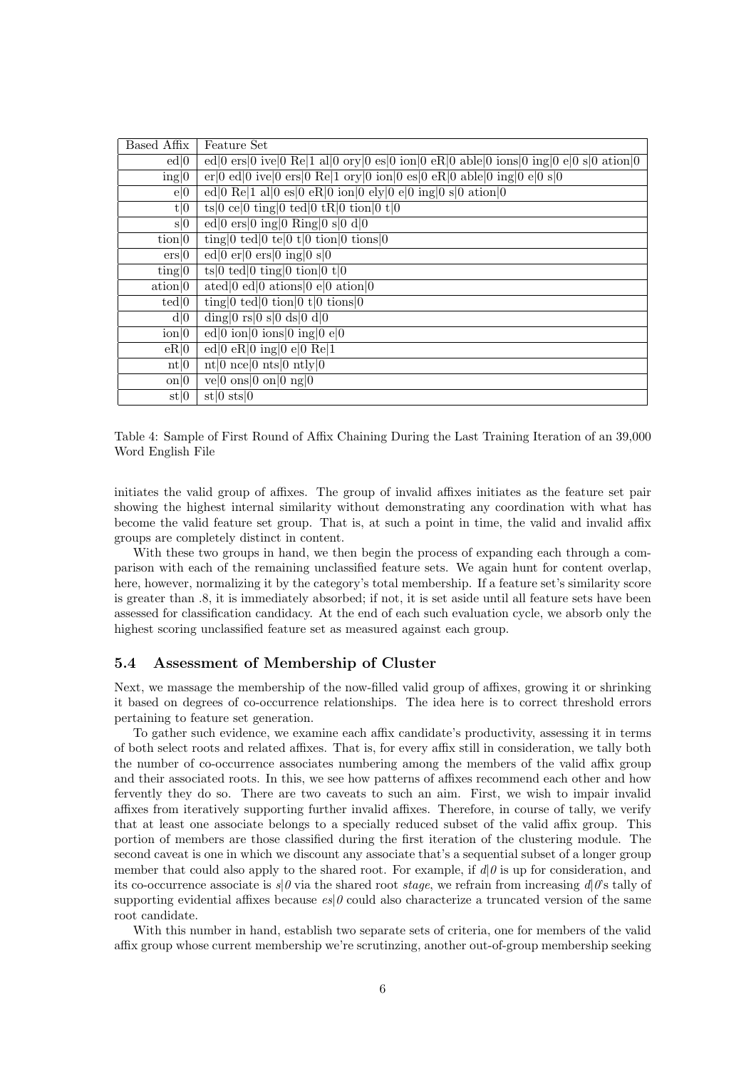| Based Affix | Feature Set |
|---|---|
| ed\|0 | ed\|0 ers\|0 ive\|0 Re\|1 al\|0 ory\|0 es\|0 ion\|0 eR\|0 able\|0 ions\|0 ing\|0 e\|0 s\|0 ation\|0 |
| ing\|0 | er\|0 ed\|0 ive\|0 ers\|0 Re\|1 ory\|0 ion\|0 es\|0 eR\|0 able\|0 ing\|0 e\|0 s\|0 |
| e\|0 | ed\|0 Re\|1 al\|0 es\|0 eR\|0 ion\|0 ely\|0 e\|0 ing\|0 s\|0 ation\|0 |
| t\|0 | ts\|0 ce\|0 ting\|0 ted\|0 tR\|0 tion\|0 t\|0 |
| s\|0 | ed\|0 ers\|0 ing\|0 Ring\|0 s\|0 d\|0 |
| tion\|0 | ting\|0 ted\|0 te\|0 t\|0 tion\|0 tions\|0 |
| ers\|0 | ed\|0 er\|0 ers\|0 ing\|0 s\|0 |
| ting\|0 | ts\|0 ted\|0 ting\|0 tion\|0 t\|0 |
| ation\|0 | ated\|0 ed\|0 ations\|0 e\|0 ation\|0 |
| ted\|0 | ting\|0 ted\|0 tion\|0 t\|0 tions\|0 |
| d\|0 | ding\|0 rs\|0 s\|0 ds\|0 d\|0 |
| ion\|0 | ed\|0 ion\|0 ions\|0 ing\|0 e\|0 |
| eR\|0 | ed\|0 eR\|0 ing\|0 e\|0 Re\|1 |
| nt\|0 | nt\|0 nce\|0 nts\|0 ntly\|0 |
| on\|0 | ve\|0 ons\|0 on\|0 ng\|0 |
| st\|0 | st\|0 sts\|0 |

Table 4: Sample of First Round of Affix Chaining During the Last Training Iteration of an 39,000 Word English File

initiates the valid group of affixes. The group of invalid affixes initiates as the feature set pair showing the highest internal similarity without demonstrating any coordination with what has become the valid feature set group. That is, at such a point in time, the valid and invalid affix groups are completely distinct in content.

With these two groups in hand, we then begin the process of expanding each through a comparison with each of the remaining unclassified feature sets. We again hunt for content overlap, here, however, normalizing it by the category's total membership. If a feature set's similarity score is greater than .8, it is immediately absorbed; if not, it is set aside until all feature sets have been assessed for classification candidacy. At the end of each such evaluation cycle, we absorb only the highest scoring unclassified feature set as measured against each group.

### 5.4 Assessment of Membership of Cluster

Next, we massage the membership of the now-filled valid group of affixes, growing it or shrinking it based on degrees of co-occurrence relationships. The idea here is to correct threshold errors pertaining to feature set generation.

To gather such evidence, we examine each affix candidate's productivity, assessing it in terms of both select roots and related affixes. That is, for every affix still in consideration, we tally both the number of co-occurrence associates numbering among the members of the valid affix group and their associated roots. In this, we see how patterns of affixes recommend each other and how fervently they do so. There are two caveats to such an aim. First, we wish to impair invalid affixes from iteratively supporting further invalid affixes. Therefore, in course of tally, we verify that at least one associate belongs to a specially reduced subset of the valid affix group. This portion of members are those classified during the first iteration of the clustering module. The second caveat is one in which we discount any associate that's a sequential subset of a longer group member that could also apply to the shared root. For example, if *d|0* is up for consideration, and its co-occurrence associate is *s|0* via the shared root *stage*, we refrain from increasing *d|0*'s tally of supporting evidential affixes because *es|0* could also characterize a truncated version of the same root candidate.

With this number in hand, establish two separate sets of criteria, one for members of the valid affix group whose current membership we're scrutinzing, another out-of-group membership seeking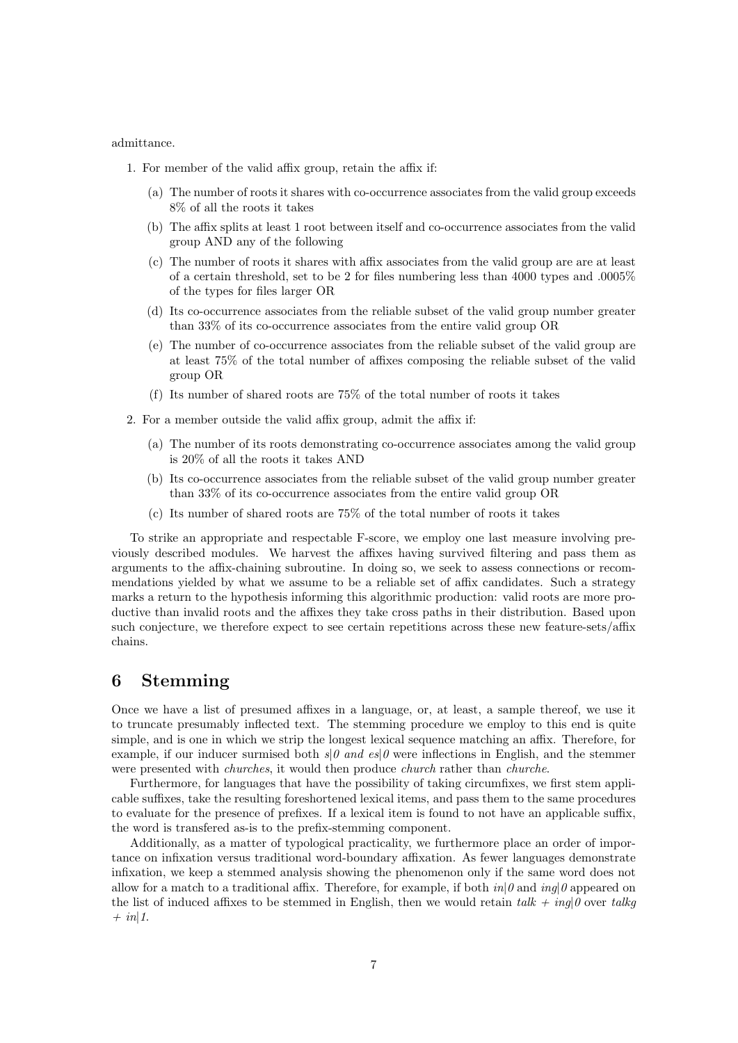admittance.

1. For member of the valid affix group, retain the affix if:
   (a) The number of roots it shares with co-occurrence associates from the valid group exceeds 8% of all the roots it takes
   (b) The affix splits at least 1 root between itself and co-occurrence associates from the valid group AND any of the following
   (c) The number of roots it shares with affix associates from the valid group are are at least of a certain threshold, set to be 2 for files numbering less than 4000 types and .0005% of the types for files larger OR
   (d) Its co-occurrence associates from the reliable subset of the valid group number greater than 33% of its co-occurrence associates from the entire valid group OR
   (e) The number of co-occurrence associates from the reliable subset of the valid group are at least 75% of the total number of affixes composing the reliable subset of the valid group OR
   (f) Its number of shared roots are 75% of the total number of roots it takes
2. For a member outside the valid affix group, admit the affix if:
   (a) The number of its roots demonstrating co-occurrence associates among the valid group is 20% of all the roots it takes AND
   (b) Its co-occurrence associates from the reliable subset of the valid group number greater than 33% of its co-occurrence associates from the entire valid group OR
   (c) Its number of shared roots are 75% of the total number of roots it takes

To strike an appropriate and respectable F-score, we employ one last measure involving previously described modules. We harvest the affixes having survived filtering and pass them as arguments to the affix-chaining subroutine. In doing so, we seek to assess connections or recommendations yielded by what we assume to be a reliable set of affix candidates. Such a strategy marks a return to the hypothesis informing this algorithmic production: valid roots are more productive than invalid roots and the affixes they take cross paths in their distribution. Based upon such conjecture, we therefore expect to see certain repetitions across these new feature-sets/affix chains.

# 6 Stemming

Once we have a list of presumed affixes in a language, or, at least, a sample thereof, we use it to truncate presumably inflected text. The stemming procedure we employ to this end is quite simple, and is one in which we strip the longest lexical sequence matching an affix. Therefore, for example, if our inducer surmised both *s|0 and es|0* were inflections in English, and the stemmer were presented with *churches*, it would then produce *church* rather than *churche*.

Furthermore, for languages that have the possibility of taking circumfixes, we first stem applicable suffixes, take the resulting foreshortened lexical items, and pass them to the same procedures to evaluate for the presence of prefixes. If a lexical item is found to not have an applicable suffix, the word is transfered as-is to the prefix-stemming component.

Additionally, as a matter of typological practicality, we furthermore place an order of importance on infixation versus traditional word-boundary affixation. As fewer languages demonstrate infixation, we keep a stemmed analysis showing the phenomenon only if the same word does not allow for a match to a traditional affix. Therefore, for example, if both *in|0* and *ing|0* appeared on the list of induced affixes to be stemmed in English, then we would retain *talk + ing|0* over *talkg + in|1*.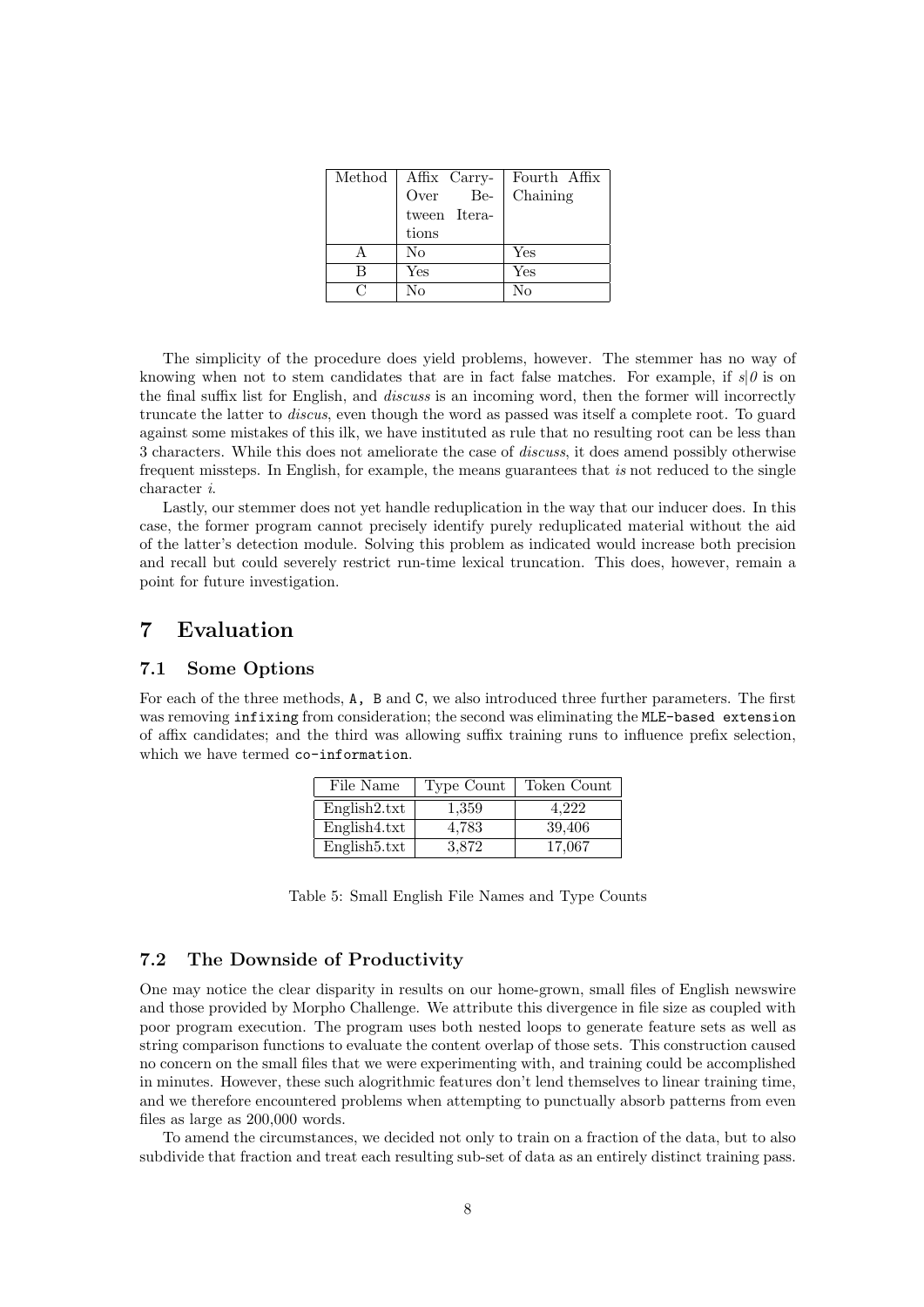| Method | Affix Carry-Over Between Iterations | Fourth Affix Chaining |
|---|---|---|
| A | No | Yes |
| B | Yes | Yes |
| C | No | No |

The simplicity of the procedure does yield problems, however. The stemmer has no way of knowing when not to stem candidates that are in fact false matches. For example, if *s|0* is on the final suffix list for English, and *discuss* is an incoming word, then the former will incorrectly truncate the latter to *discus*, even though the word as passed was itself a complete root. To guard against some mistakes of this ilk, we have instituted as rule that no resulting root can be less than 3 characters. While this does not ameliorate the case of *discuss*, it does amend possibly otherwise frequent missteps. In English, for example, the means guarantees that *is* not reduced to the single character *i*.

Lastly, our stemmer does not yet handle reduplication in the way that our inducer does. In this case, the former program cannot precisely identify purely reduplicated material without the aid of the latter's detection module. Solving this problem as indicated would increase both precision and recall but could severely restrict run-time lexical truncation. This does, however, remain a point for future investigation.

# 7 Evaluation

## 7.1 Some Options

For each of the three methods, `A, B` and `C`, we also introduced three further parameters. The first was removing `infixing` from consideration; the second was eliminating the `MLE-based extension` of affix candidates; and the third was allowing suffix training runs to influence prefix selection, which we have termed `co-information`.

| File Name | Type Count | Token Count |
|---|---|---|
| English2.txt | 1,359 | 4,222 |
| English4.txt | 4,783 | 39,406 |
| English5.txt | 3,872 | 17,067 |

Table 5: Small English File Names and Type Counts

## 7.2 The Downside of Productivity

One may notice the clear disparity in results on our home-grown, small files of English newswire and those provided by Morpho Challenge. We attribute this divergence in file size as coupled with poor program execution. The program uses both nested loops to generate feature sets as well as string comparison functions to evaluate the content overlap of those sets. This construction caused no concern on the small files that we were experimenting with, and training could be accomplished in minutes. However, these such algorithmic features don't lend themselves to linear training time, and we therefore encountered problems when attempting to punctually absorb patterns from even files as large as 200,000 words.

To amend the circumstances, we decided not only to train on a fraction of the data, but to also subdivide that fraction and treat each resulting sub-set of data as an entirely distinct training pass.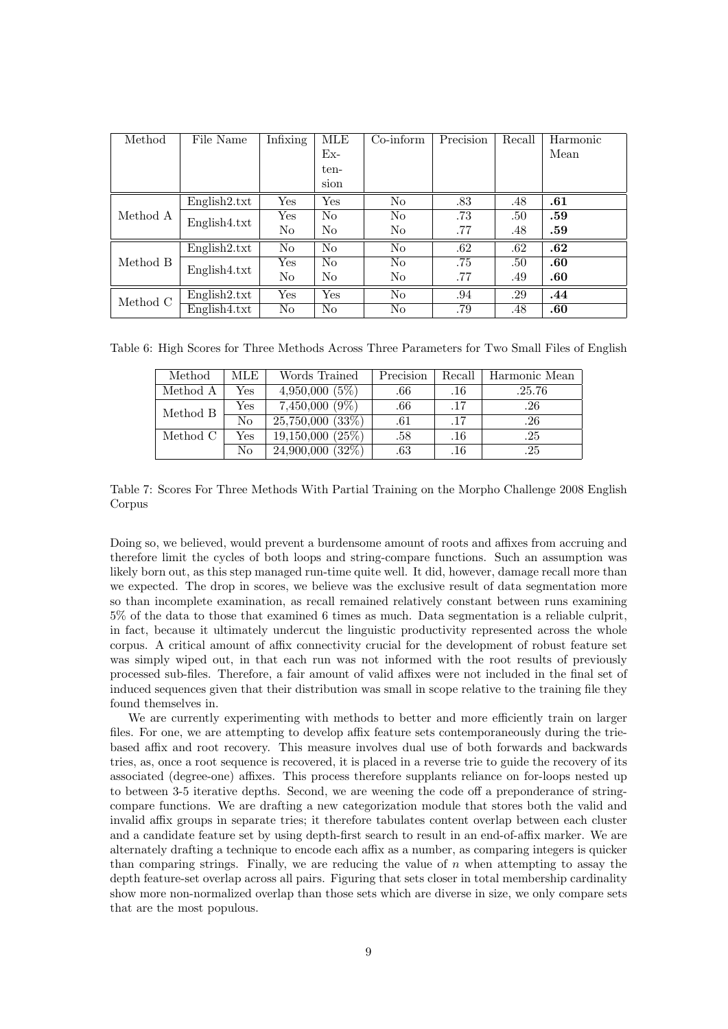| Method | File Name | Infixing | MLE Extension | Co-inform | Precision | Recall | Harmonic Mean |
|---|---|---|---|---|---|---|---|
| Method A | English2.txt | Yes | Yes | No | .83 | .48 | **.61** |
| | English4.txt | Yes | No | No | .73 | .50 | **.59** |
| | | No | No | No | .77 | .48 | **.59** |
| Method B | English2.txt | No | No | No | .62 | .62 | **.62** |
| | English4.txt | Yes | No | No | .75 | .50 | **.60** |
| | | No | No | No | .77 | .49 | **.60** |
| Method C | English2.txt | Yes | Yes | No | .94 | .29 | **.44** |
| | English4.txt | No | No | No | .79 | .48 | **.60** |

Table 6: High Scores for Three Methods Across Three Parameters for Two Small Files of English

| Method | MLE | Words Trained | Precision | Recall | Harmonic Mean |
|---|---|---|---|---|---|
| Method A | Yes | 4,950,000 (5%) | .66 | .16 | .25.76 |
| Method B | Yes | 7,450,000 (9%) | .66 | .17 | .26 |
| | No | 25,750,000 (33%) | .61 | .17 | .26 |
| Method C | Yes | 19,150,000 (25%) | .58 | .16 | .25 |
| | No | 24,900,000 (32%) | .63 | .16 | .25 |

Table 7: Scores For Three Methods With Partial Training on the Morpho Challenge 2008 English Corpus

Doing so, we believed, would prevent a burdensome amount of roots and affixes from accruing and therefore limit the cycles of both loops and string-compare functions. Such an assumption was likely born out, as this step managed run-time quite well. It did, however, damage recall more than we expected. The drop in scores, we believe was the exclusive result of data segmentation more so than incomplete examination, as recall remained relatively constant between runs examining 5% of the data to those that examined 6 times as much. Data segmentation is a reliable culprit, in fact, because it ultimately undercut the linguistic productivity represented across the whole corpus. A critical amount of affix connectivity crucial for the development of robust feature set was simply wiped out, in that each run was not informed with the root results of previously processed sub-files. Therefore, a fair amount of valid affixes were not included in the final set of induced sequences given that their distribution was small in scope relative to the training file they found themselves in.

We are currently experimenting with methods to better and more efficiently train on larger files. For one, we are attempting to develop affix feature sets contemporaneously during the trie-based affix and root recovery. This measure involves dual use of both forwards and backwards tries, as, once a root sequence is recovered, it is placed in a reverse trie to guide the recovery of its associated (degree-one) affixes. This process therefore supplants reliance on for-loops nested up to between 3-5 iterative depths. Second, we are weening the code off a preponderance of string-compare functions. We are drafting a new categorization module that stores both the valid and invalid affix groups in separate tries; it therefore tabulates content overlap between each cluster and a candidate feature set by using depth-first search to result in an end-of-affix marker. We are alternately drafting a technique to encode each affix as a number, as comparing integers is quicker than comparing strings. Finally, we are reducing the value of $n$ when attempting to assay the depth feature-set overlap across all pairs. Figuring that sets closer in total membership cardinality show more non-normalized overlap than those sets which are diverse in size, we only compare sets that are the most populous.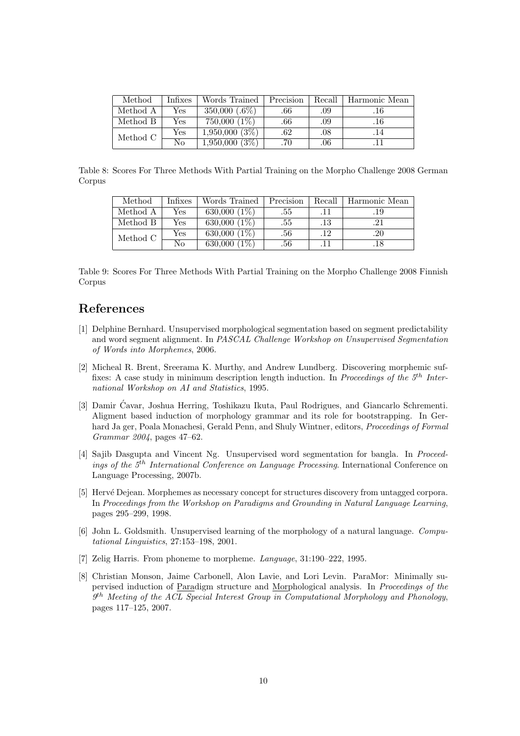| Method | Infixes | Words Trained | Precision | Recall | Harmonic Mean |
|---|---|---|---|---|---|
| Method A | Yes | 350,000 (.6%) | .66 | .09 | .16 |
| Method B | Yes | 750,000 (1%) | .66 | .09 | .16 |
| Method C | Yes | 1,950,000 (3%) | .62 | .08 | .14 |
| | No | 1,950,000 (3%) | .70 | .06 | .11 |

Table 8: Scores For Three Methods With Partial Training on the Morpho Challenge 2008 German Corpus

| Method | Infixes | Words Trained | Precision | Recall | Harmonic Mean |
|---|---|---|---|---|---|
| Method A | Yes | 630,000 (1%) | .55 | .11 | .19 |
| Method B | Yes | 630,000 (1%) | .55 | .13 | .21 |
| Method C | Yes | 630,000 (1%) | .56 | .12 | .20 |
| | No | 630,000 (1%) | .56 | .11 | .18 |

Table 9: Scores For Three Methods With Partial Training on the Morpho Challenge 2008 Finnish Corpus

# References

[1] Delphine Bernhard. Unsupervised morphological segmentation based on segment predictability and word segment alignment. In *PASCAL Challenge Workshop on Unsupervised Segmentation of Words into Morphemes*, 2006.

[2] Micheal R. Brent, Sreerama K. Murthy, and Andrew Lundberg. Discovering morphemic suffixes: A case study in minimum description length induction. In *Proceedings of the 5th International Workshop on AI and Statistics*, 1995.

[3] Damir Ćavar, Joshua Herring, Toshikazu Ikuta, Paul Rodrigues, and Giancarlo Schrementi. Aligment based induction of morphology grammar and its role for bootstrapping. In Gerhard Ja ger, Poala Monachesi, Gerald Penn, and Shuly Wintner, editors, *Proceedings of Formal Grammar 2004*, pages 47–62.

[4] Sajib Dasgupta and Vincent Ng. Unsupervised word segmentation for bangla. In *Proceedings of the 5th International Conference on Language Processing*. International Conference on Language Processing, 2007b.

[5] Hervé Dejean. Morphemes as necessary concept for structures discovery from untagged corpora. In *Proceedings from the Workshop on Paradigms and Grounding in Natural Language Learning*, pages 295–299, 1998.

[6] John L. Goldsmith. Unsupervised learning of the morphology of a natural language. *Computational Linguistics*, 27:153–198, 2001.

[7] Zelig Harris. From phoneme to morpheme. *Language*, 31:190–222, 1995.

[8] Christian Monson, Jaime Carbonell, Alon Lavie, and Lori Levin. ParaMor: Minimally supervised induction of Paradigm structure and Morphological analysis. In *Proceedings of the 9th Meeting of the ACL Special Interest Group in Computational Morphology and Phonology*, pages 117–125, 2007.